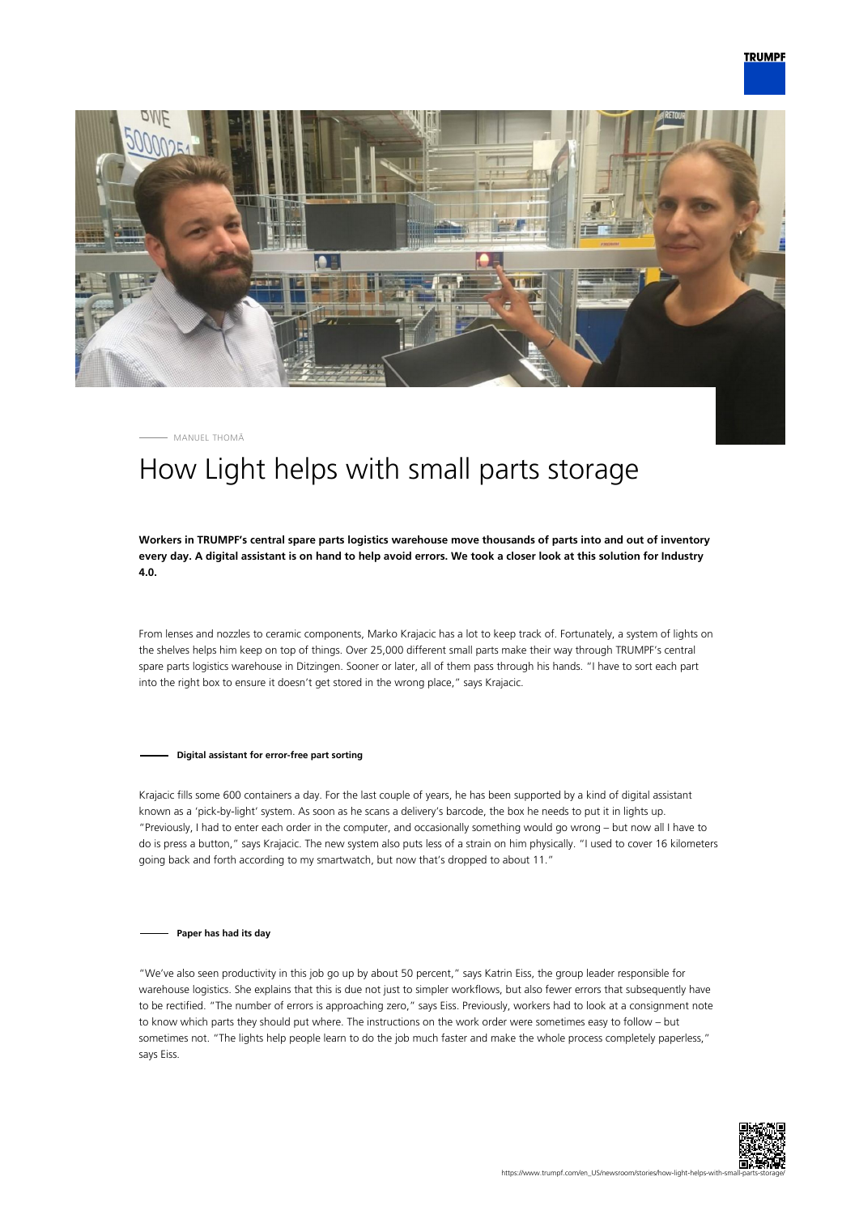MANUEL THOMÄ

# How Light helps with small parts storage

**Workers in TRUMPF's central spare parts logistics warehouse move thousands of parts into and out of inventory every day. A digital assistant is on hand to help avoid errors. We took a closer look at this solution for Industry 4.0.**

From lenses and nozzles to ceramic components, Marko Krajacic has a lot to keep track of. Fortunately, a system of lights on the shelves helps him keep on top of things. Over 25,000 different small parts make their way through TRUMPF's central spare parts logistics warehouse in Ditzingen. Sooner or later, all of them pass through his hands. "I have to sort each part into the right box to ensure it doesn't get stored in the wrong place," says Krajacic.

## Digital assistant for error-free part sorting

Krajacic fills some 600 containers a day. For the last couple of years, he has been supported by a kind of digital assistant known as a 'pick-by-light' system. As soon as he scans a delivery's barcode, the box he needs to put it in lights up. "Previously, I had to enter each order in the computer, and occasionally something would go wrong – but now all I have to do is press a button," says Krajacic. The new system also puts less of a strain on him physically. "I used to cover 16 kilometers going back and forth according to my smartwatch, but now that's dropped to about 11."

## Paper has had its day

"We've also seen productivity in this job go up by about 50 percent," says Katrin Eiss, the group leader responsible for warehouse logistics. She explains that this is due not just to simpler workflows, but also fewer errors that subsequently have to be rectified. "The number of errors is approaching zero," says Eiss. Previously, workers had to look at a consignment note to know which parts they should put where. The instructions on the work order were sometimes easy to follow – but sometimes not. "The lights help people learn to do the job much faster and make the whole process completely paperless," says Eiss.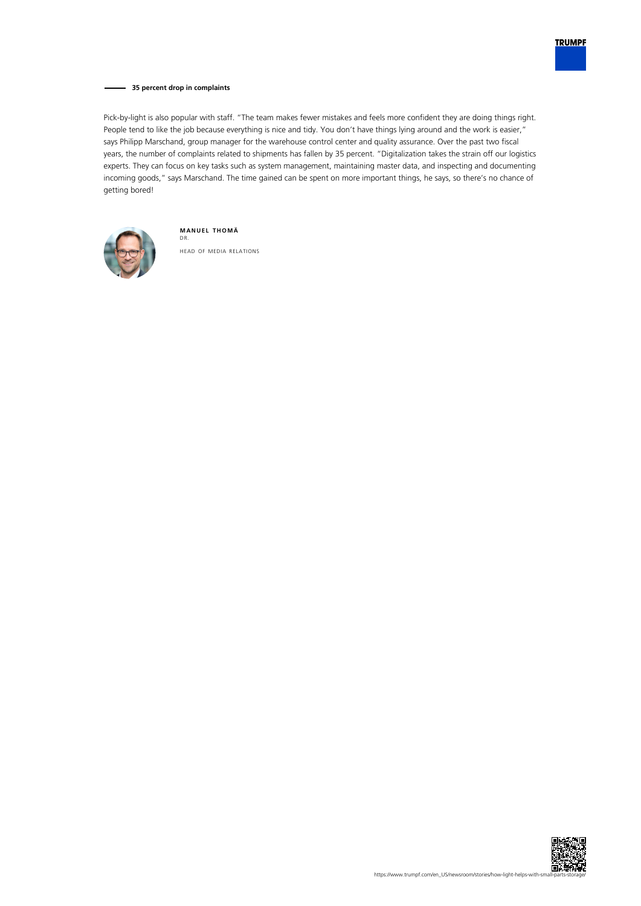## 35 percent drop in complaints

Pick-by-light is also popular with staff. "The team makes fewer mistakes and feels more confident they are doing things right. People tend to like the job because everything is nice and tidy. You don't have things lying around and the work is easier," says Philipp Marschand, group manager for the warehouse control center and quality assurance. Over the past two fiscal years, the number of complaints related to shipments has fallen by 35 percent. "Digitalization takes the strain off our logistics experts. They can focus on key tasks such as system management, maintaining master data, and inspecting and documenting incoming goods," says Marschand. The time gained can be spent on more important things, he says, so there's no chance of getting bored!

**MANUEL THOMÄ**
DR.
HEAD OF MEDIA RELATIONS

https://www.trumpf.com/en_US/newsroom/stories/how-light-helps-with-small-parts-storage/